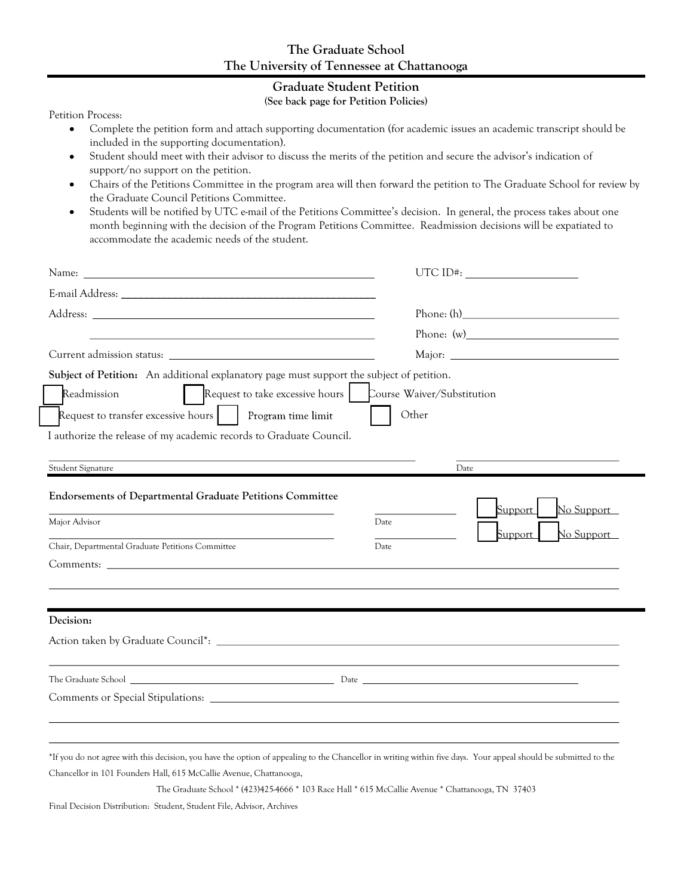# The Graduate School
# The University of Tennessee at Chattanooga

## Graduate Student Petition

**(See back page for Petition Policies)**

Petition Process:

- Complete the petition form and attach supporting documentation (for academic issues an academic transcript should be included in the supporting documentation).
- Student should meet with their advisor to discuss the merits of the petition and secure the advisor's indication of support/no support on the petition.
- Chairs of the Petitions Committee in the program area will then forward the petition to The Graduate School for review by the Graduate Council Petitions Committee.
- Students will be notified by UTC e-mail of the Petitions Committee's decision. In general, the process takes about one month beginning with the decision of the Program Petitions Committee. Readmission decisions will be expatiated to accommodate the academic needs of the student.

Name: ______________________________ UTC ID#: ____________________

E-mail Address: ______________________________

Address: ______________________________ Phone: (h)____________________

______________________________ Phone: (w)____________________

Current admission status: ______________________________ Major: ____________________

**Subject of Petition:** An additional explanatory page must support the subject of petition.

☐ Readmission ☐ Request to take excessive hours ☐ Course Waiver/Substitution

☐ Request to transfer excessive hours ☐ Program time limit ☐ Other

I authorize the release of my academic records to Graduate Council.

______________________________ ____________________

Student Signature Date

**Endorsements of Departmental Graduate Petitions Committee**

______________________________ ____________________ ☐ Support ☐ No Support

Major Advisor Date

______________________________ ____________________ ☐ Support ☐ No Support

Chair, Departmental Graduate Petitions Committee Date

Comments: ______________________________

______________________________

**Decision:**

Action taken by Graduate Council*: ______________________________

______________________________

The Graduate School ______________________________ Date ____________________

Comments or Special Stipulations: ______________________________

______________________________

______________________________

*If you do not agree with this decision, you have the option of appealing to the Chancellor in writing within five days. Your appeal should be submitted to the Chancellor in 101 Founders Hall, 615 McCallie Avenue, Chattanooga,

The Graduate School * (423)425-4666 * 103 Race Hall * 615 McCallie Avenue * Chattanooga, TN 37403

Final Decision Distribution: Student, Student File, Advisor, Archives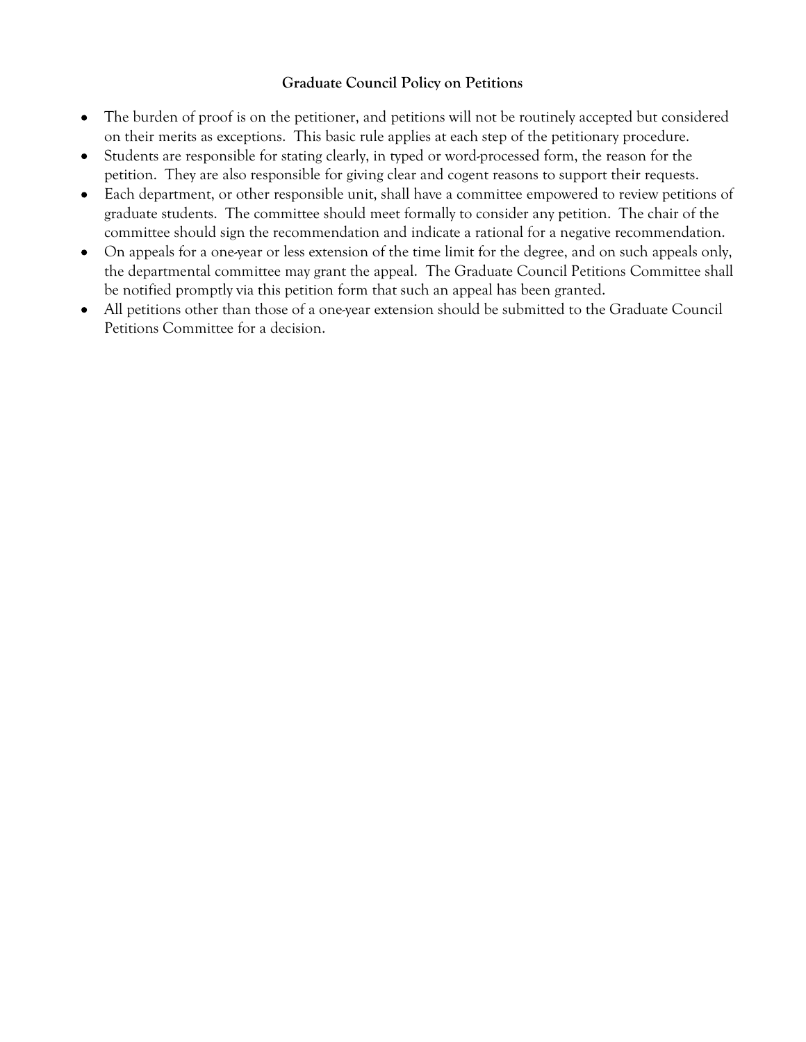**Graduate Council Policy on Petitions**

- The burden of proof is on the petitioner, and petitions will not be routinely accepted but considered on their merits as exceptions. This basic rule applies at each step of the petitionary procedure.
- Students are responsible for stating clearly, in typed or word-processed form, the reason for the petition. They are also responsible for giving clear and cogent reasons to support their requests.
- Each department, or other responsible unit, shall have a committee empowered to review petitions of graduate students. The committee should meet formally to consider any petition. The chair of the committee should sign the recommendation and indicate a rational for a negative recommendation.
- On appeals for a one-year or less extension of the time limit for the degree, and on such appeals only, the departmental committee may grant the appeal. The Graduate Council Petitions Committee shall be notified promptly via this petition form that such an appeal has been granted.
- All petitions other than those of a one-year extension should be submitted to the Graduate Council Petitions Committee for a decision.